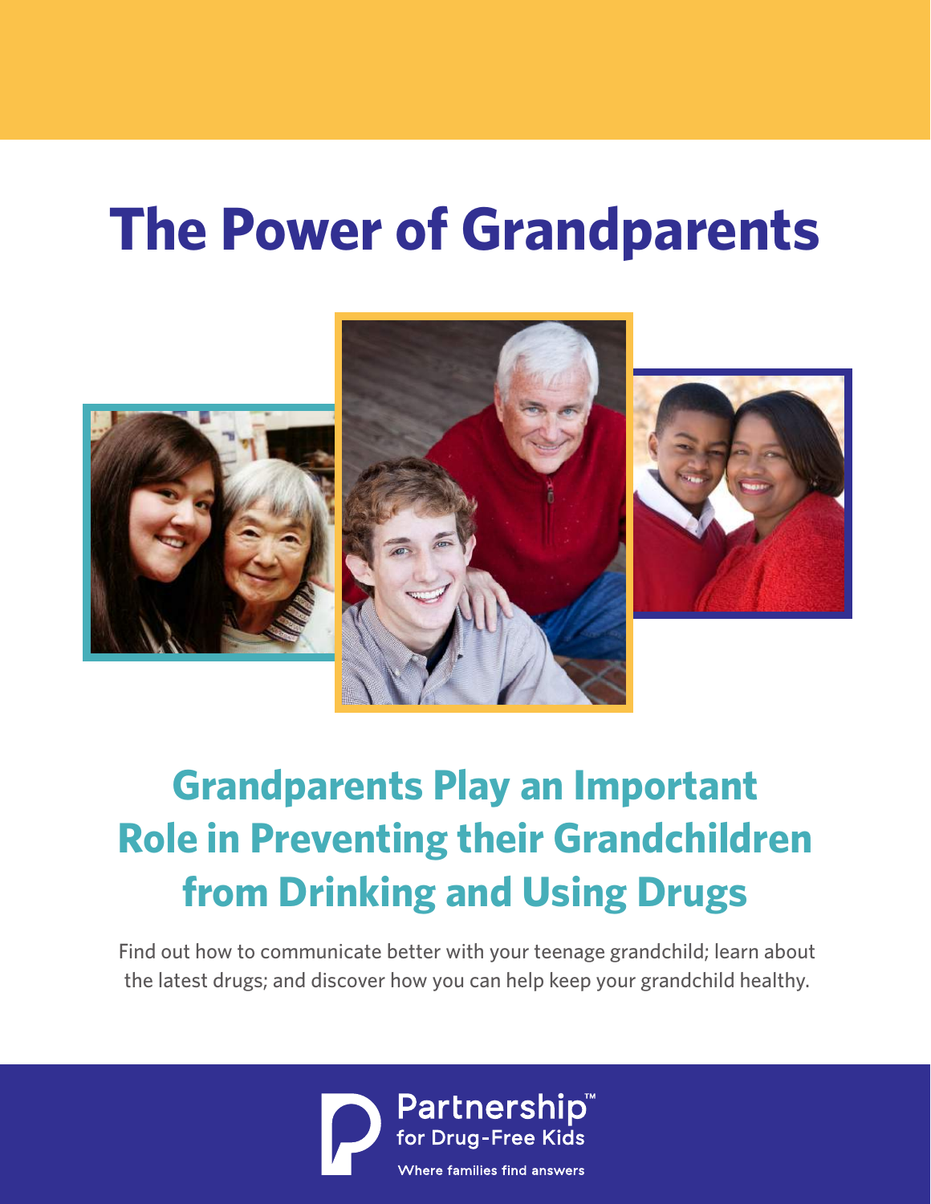# The Power of Grandparents

## Grandparents Play an Important Role in Preventing their Grandchildren from Drinking and Using Drugs

Find out how to communicate better with your teenage grandchild; learn about the latest drugs; and discover how you can help keep your grandchild healthy.

Partnership™ for Drug-Free Kids

Where families find answers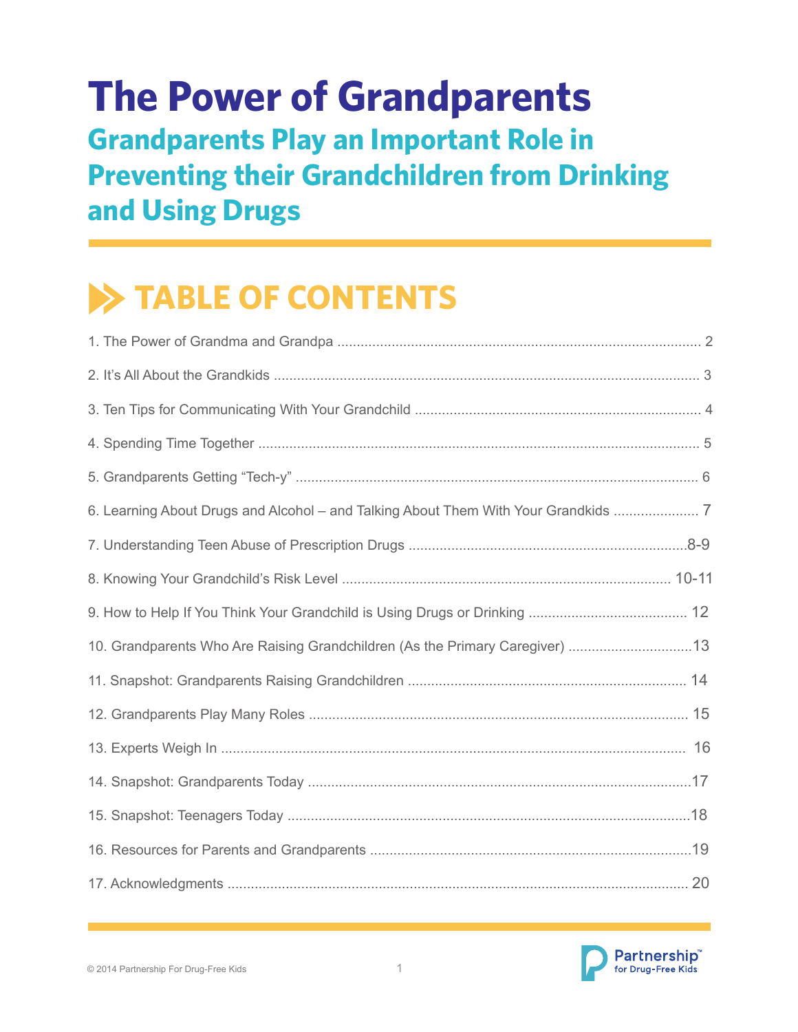# The Power of Grandparents

## Grandparents Play an Important Role in Preventing their Grandchildren from Drinking and Using Drugs

## TABLE OF CONTENTS

1. The Power of Grandma and Grandpa ........ 2
2. It's All About the Grandkids ........ 3
3. Ten Tips for Communicating With Your Grandchild ........ 4
4. Spending Time Together ........ 5
5. Grandparents Getting "Tech-y" ........ 6
6. Learning About Drugs and Alcohol – and Talking About Them With Your Grandkids ........ 7
7. Understanding Teen Abuse of Prescription Drugs ........ 8-9
8. Knowing Your Grandchild's Risk Level ........ 10-11
9. How to Help If You Think Your Grandchild is Using Drugs or Drinking ........ 12
10. Grandparents Who Are Raising Grandchildren (As the Primary Caregiver) ........ 13
11. Snapshot: Grandparents Raising Grandchildren ........ 14
12. Grandparents Play Many Roles ........ 15
13. Experts Weigh In ........ 16
14. Snapshot: Grandparents Today ........ 17
15. Snapshot: Teenagers Today ........ 18
16. Resources for Parents and Grandparents ........ 19
17. Acknowledgments ........ 20

© 2014 Partnership For Drug-Free Kids

Partnership™ for Drug-Free Kids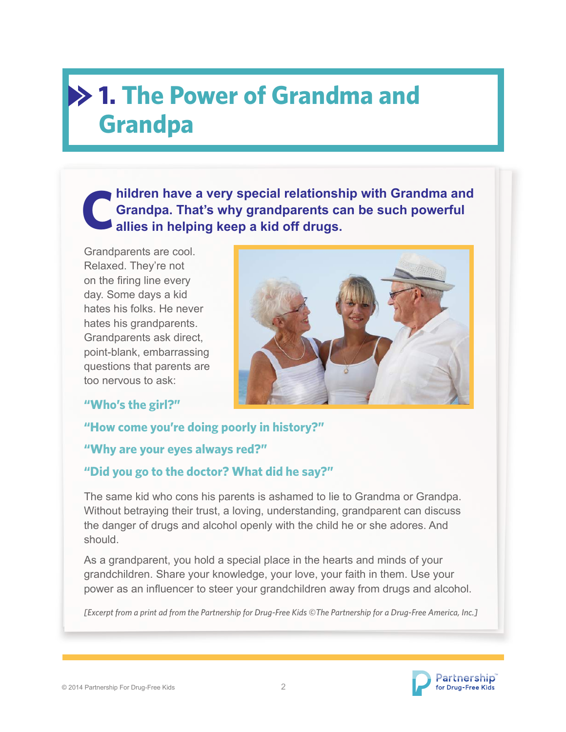# 1. The Power of Grandma and Grandpa

**Children have a very special relationship with Grandma and Grandpa. That's why grandparents can be such powerful allies in helping keep a kid off drugs.**

Grandparents are cool. Relaxed. They're not on the firing line every day. Some days a kid hates his folks. He never hates his grandparents. Grandparents ask direct, point-blank, embarrassing questions that parents are too nervous to ask:

**"Who's the girl?"**

**"How come you're doing poorly in history?"**

**"Why are your eyes always red?"**

**"Did you go to the doctor? What did he say?"**

The same kid who cons his parents is ashamed to lie to Grandma or Grandpa. Without betraying their trust, a loving, understanding, grandparent can discuss the danger of drugs and alcohol openly with the child he or she adores. And should.

As a grandparent, you hold a special place in the hearts and minds of your grandchildren. Share your knowledge, your love, your faith in them. Use your power as an influencer to steer your grandchildren away from drugs and alcohol.

*[Excerpt from a print ad from the Partnership for Drug-Free Kids ©The Partnership for a Drug-Free America, Inc.]*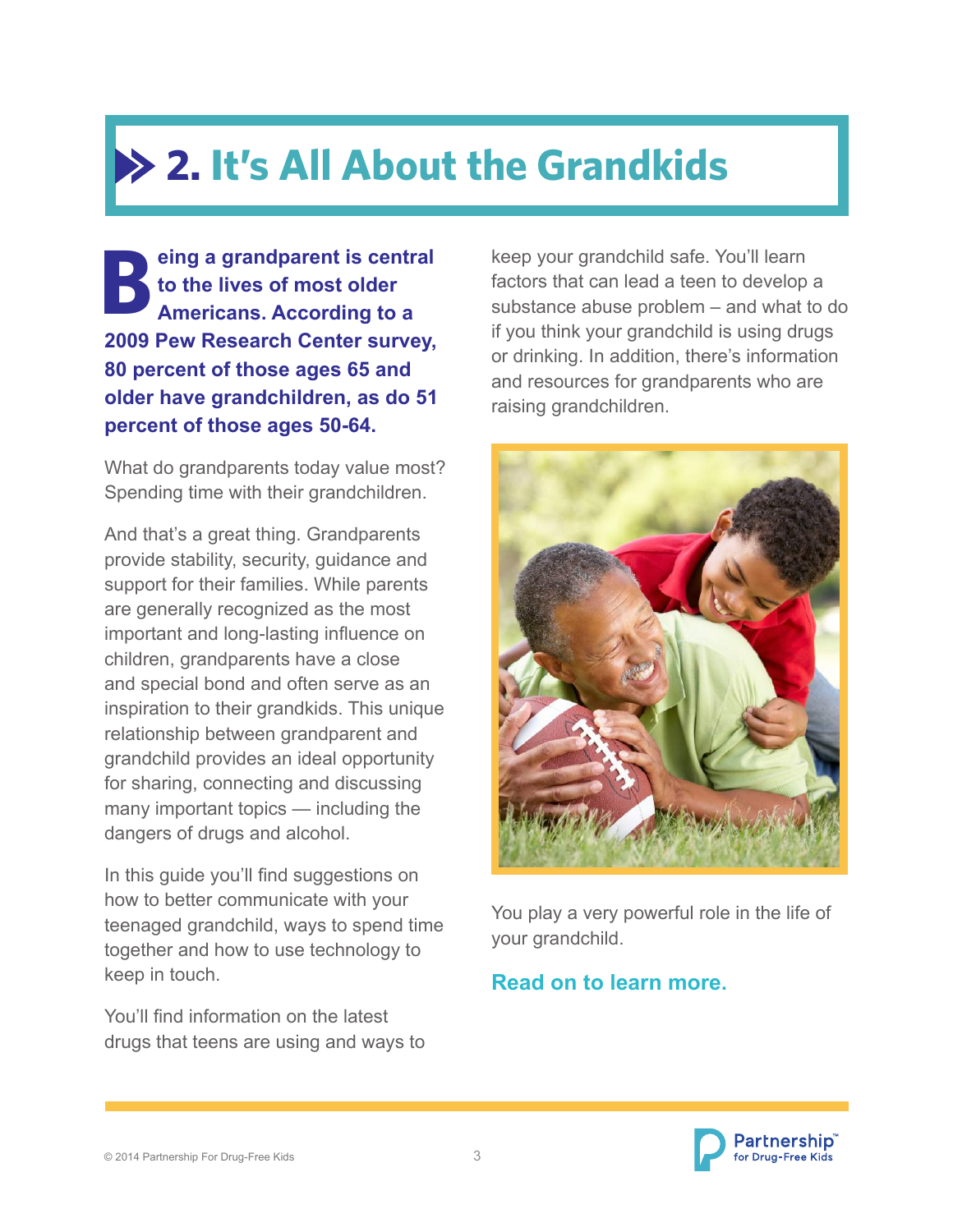# 2. It's All About the Grandkids

**Being a grandparent is central to the lives of most older Americans. According to a 2009 Pew Research Center survey, 80 percent of those ages 65 and older have grandchildren, as do 51 percent of those ages 50-64.**

What do grandparents today value most? Spending time with their grandchildren.

And that's a great thing. Grandparents provide stability, security, guidance and support for their families. While parents are generally recognized as the most important and long-lasting influence on children, grandparents have a close and special bond and often serve as an inspiration to their grandkids. This unique relationship between grandparent and grandchild provides an ideal opportunity for sharing, connecting and discussing many important topics — including the dangers of drugs and alcohol.

In this guide you'll find suggestions on how to better communicate with your teenaged grandchild, ways to spend time together and how to use technology to keep in touch.

You'll find information on the latest drugs that teens are using and ways to keep your grandchild safe. You'll learn factors that can lead a teen to develop a substance abuse problem – and what to do if you think your grandchild is using drugs or drinking. In addition, there's information and resources for grandparents who are raising grandchildren.

You play a very powerful role in the life of your grandchild.

**Read on to learn more.**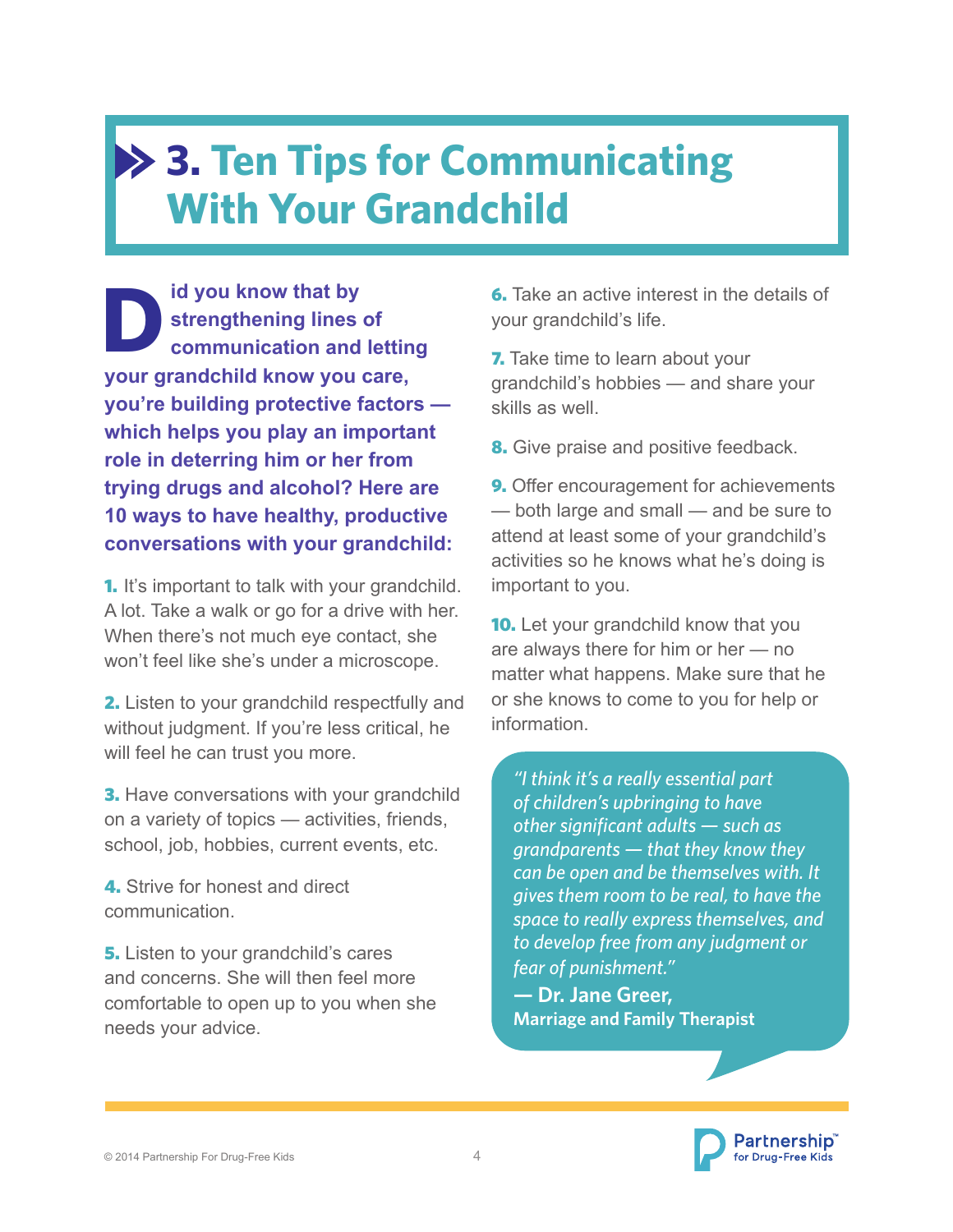# 3. Ten Tips for Communicating With Your Grandchild

**Did you know that by strengthening lines of communication and letting your grandchild know you care, you're building protective factors — which helps you play an important role in deterring him or her from trying drugs and alcohol? Here are 10 ways to have healthy, productive conversations with your grandchild:**

**1.** It's important to talk with your grandchild. A lot. Take a walk or go for a drive with her. When there's not much eye contact, she won't feel like she's under a microscope.

**2.** Listen to your grandchild respectfully and without judgment. If you're less critical, he will feel he can trust you more.

**3.** Have conversations with your grandchild on a variety of topics — activities, friends, school, job, hobbies, current events, etc.

**4.** Strive for honest and direct communication.

**5.** Listen to your grandchild's cares and concerns. She will then feel more comfortable to open up to you when she needs your advice.

**6.** Take an active interest in the details of your grandchild's life.

**7.** Take time to learn about your grandchild's hobbies — and share your skills as well.

**8.** Give praise and positive feedback.

**9.** Offer encouragement for achievements — both large and small — and be sure to attend at least some of your grandchild's activities so he knows what he's doing is important to you.

**10.** Let your grandchild know that you are always there for him or her — no matter what happens. Make sure that he or she knows to come to you for help or information.

> *"I think it's a really essential part of children's upbringing to have other significant adults — such as grandparents — that they know they can be open and be themselves with. It gives them room to be real, to have the space to really express themselves, and to develop free from any judgment or fear of punishment."*
>
> **— Dr. Jane Greer,**
> **Marriage and Family Therapist**

© 2014 Partnership For Drug-Free Kids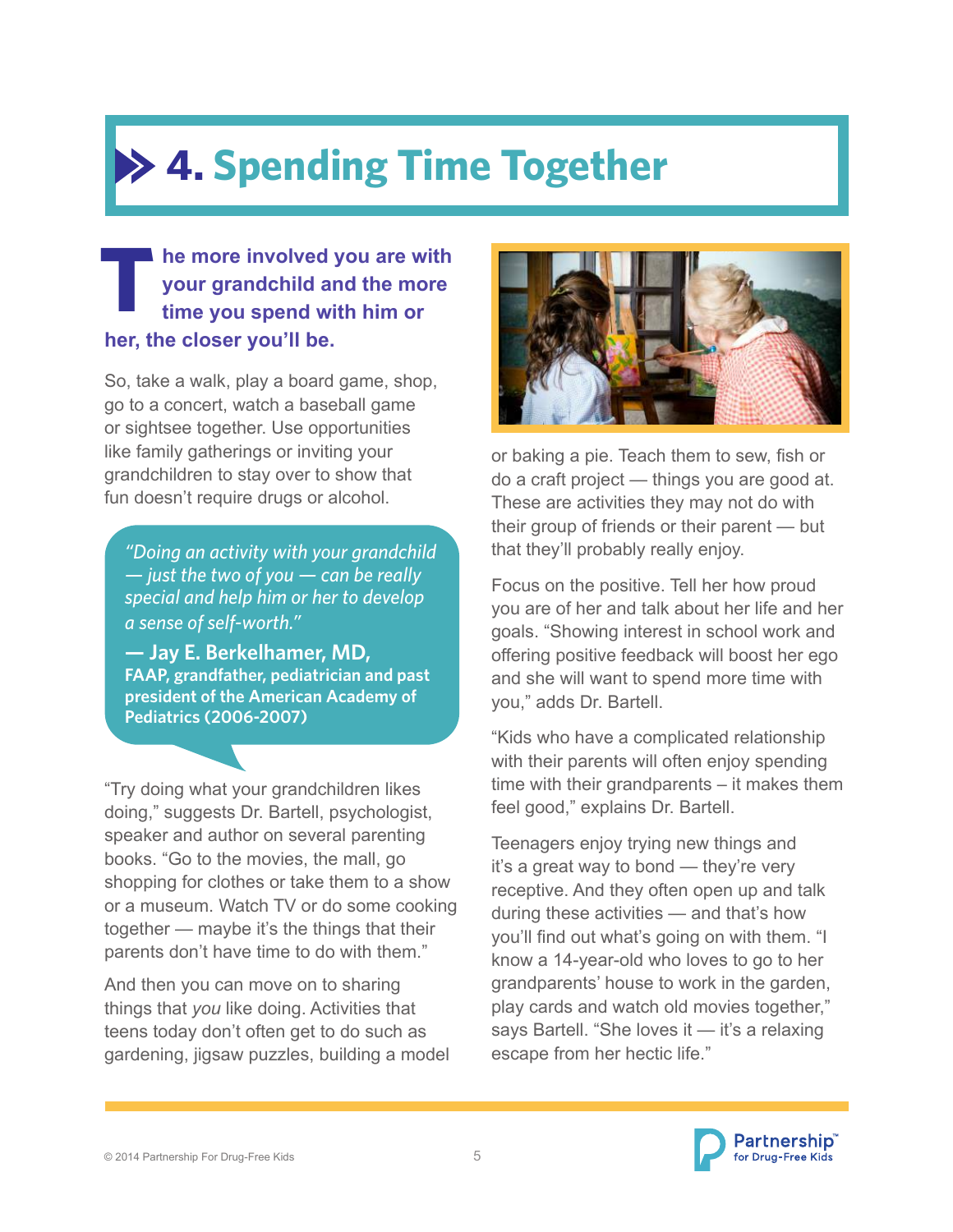# 4. Spending Time Together

**The more involved you are with your grandchild and the more time you spend with him or her, the closer you'll be.**

So, take a walk, play a board game, shop, go to a concert, watch a baseball game or sightsee together. Use opportunities like family gatherings or inviting your grandchildren to stay over to show that fun doesn't require drugs or alcohol.

> *"Doing an activity with your grandchild — just the two of you — can be really special and help him or her to develop a sense of self-worth."*
>
> **— Jay E. Berkelhamer, MD, FAAP, grandfather, pediatrician and past president of the American Academy of Pediatrics (2006-2007)**

"Try doing what your grandchildren likes doing," suggests Dr. Bartell, psychologist, speaker and author on several parenting books. "Go to the movies, the mall, go shopping for clothes or take them to a show or a museum. Watch TV or do some cooking together — maybe it's the things that their parents don't have time to do with them."

And then you can move on to sharing things that *you* like doing. Activities that teens today don't often get to do such as gardening, jigsaw puzzles, building a model or baking a pie. Teach them to sew, fish or do a craft project — things you are good at. These are activities they may not do with their group of friends or their parent — but that they'll probably really enjoy.

Focus on the positive. Tell her how proud you are of her and talk about her life and her goals. "Showing interest in school work and offering positive feedback will boost her ego and she will want to spend more time with you," adds Dr. Bartell.

"Kids who have a complicated relationship with their parents will often enjoy spending time with their grandparents – it makes them feel good," explains Dr. Bartell.

Teenagers enjoy trying new things and it's a great way to bond — they're very receptive. And they often open up and talk during these activities — and that's how you'll find out what's going on with them. "I know a 14-year-old who loves to go to her grandparents' house to work in the garden, play cards and watch old movies together," says Bartell. "She loves it — it's a relaxing escape from her hectic life."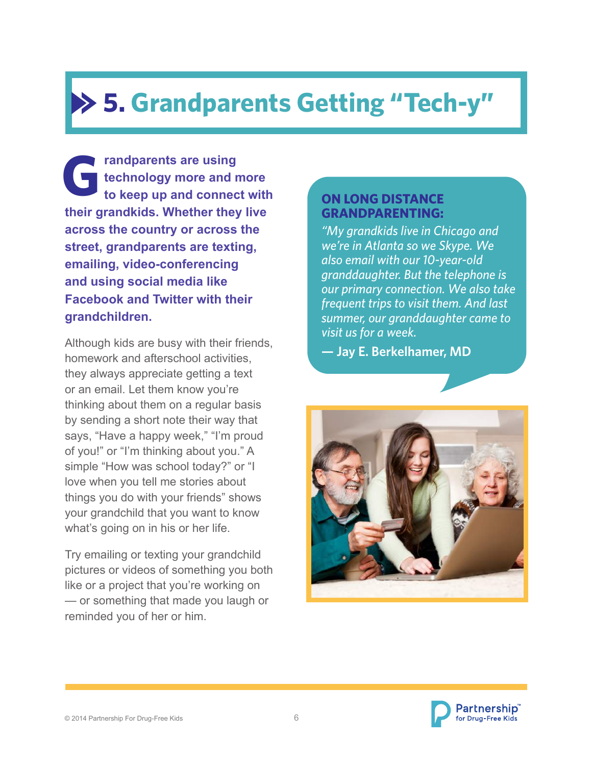# 5. Grandparents Getting "Tech-y"

**Grandparents are using technology more and more to keep up and connect with their grandkids. Whether they live across the country or across the street, grandparents are texting, emailing, video-conferencing and using social media like Facebook and Twitter with their grandchildren.**

Although kids are busy with their friends, homework and afterschool activities, they always appreciate getting a text or an email. Let them know you're thinking about them on a regular basis by sending a short note their way that says, "Have a happy week," "I'm proud of you!" or "I'm thinking about you." A simple "How was school today?" or "I love when you tell me stories about things you do with your friends" shows your grandchild that you want to know what's going on in his or her life.

Try emailing or texting your grandchild pictures or videos of something you both like or a project that you're working on — or something that made you laugh or reminded you of her or him.

**ON LONG DISTANCE GRANDPARENTING:**

*"My grandkids live in Chicago and we're in Atlanta so we Skype. We also email with our 10-year-old granddaughter. But the telephone is our primary connection. We also take frequent trips to visit them. And last summer, our granddaughter came to visit us for a week.*

**— Jay E. Berkelhamer, MD**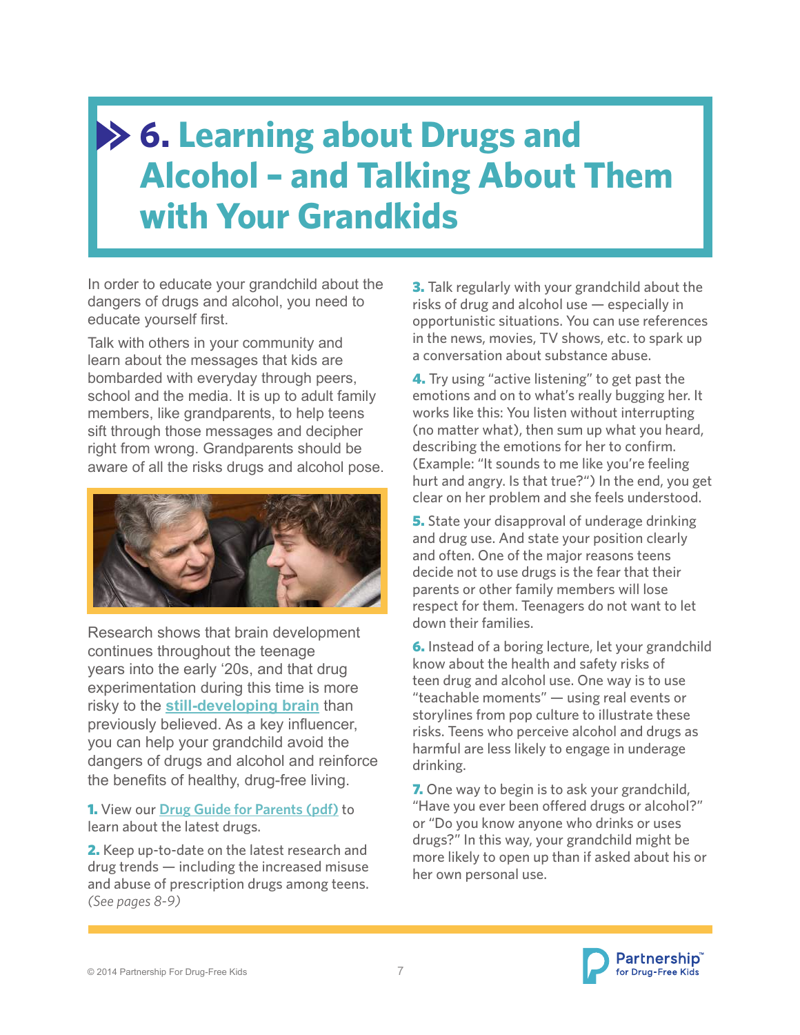# 6. Learning about Drugs and Alcohol – and Talking About Them with Your Grandkids

In order to educate your grandchild about the dangers of drugs and alcohol, you need to educate yourself first.

Talk with others in your community and learn about the messages that kids are bombarded with everyday through peers, school and the media. It is up to adult family members, like grandparents, to help teens sift through those messages and decipher right from wrong. Grandparents should be aware of all the risks drugs and alcohol pose.

Research shows that brain development continues throughout the teenage years into the early '20s, and that drug experimentation during this time is more risky to the still-developing brain than previously believed. As a key influencer, you can help your grandchild avoid the dangers of drugs and alcohol and reinforce the benefits of healthy, drug-free living.

**1.** View our Drug Guide for Parents (pdf) to learn about the latest drugs.

**2.** Keep up-to-date on the latest research and drug trends — including the increased misuse and abuse of prescription drugs among teens. *(See pages 8-9)*

**3.** Talk regularly with your grandchild about the risks of drug and alcohol use — especially in opportunistic situations. You can use references in the news, movies, TV shows, etc. to spark up a conversation about substance abuse.

**4.** Try using "active listening" to get past the emotions and on to what's really bugging her. It works like this: You listen without interrupting (no matter what), then sum up what you heard, describing the emotions for her to confirm. (Example: "It sounds to me like you're feeling hurt and angry. Is that true?") In the end, you get clear on her problem and she feels understood.

**5.** State your disapproval of underage drinking and drug use. And state your position clearly and often. One of the major reasons teens decide not to use drugs is the fear that their parents or other family members will lose respect for them. Teenagers do not want to let down their families.

**6.** Instead of a boring lecture, let your grandchild know about the health and safety risks of teen drug and alcohol use. One way is to use "teachable moments" — using real events or storylines from pop culture to illustrate these risks. Teens who perceive alcohol and drugs as harmful are less likely to engage in underage drinking.

**7.** One way to begin is to ask your grandchild, "Have you ever been offered drugs or alcohol?" or "Do you know anyone who drinks or uses drugs?" In this way, your grandchild might be more likely to open up than if asked about his or her own personal use.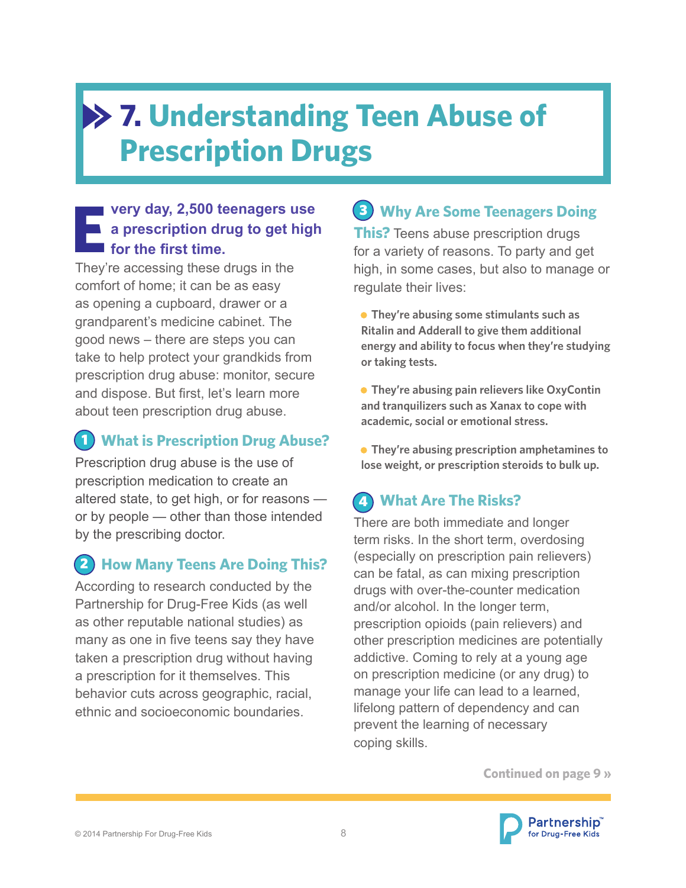# 7. Understanding Teen Abuse of Prescription Drugs

**Every day, 2,500 teenagers use a prescription drug to get high for the first time.** They're accessing these drugs in the comfort of home; it can be as easy as opening a cupboard, drawer or a grandparent's medicine cabinet. The good news – there are steps you can take to help protect your grandkids from prescription drug abuse: monitor, secure and dispose. But first, let's learn more about teen prescription drug abuse.

## 1 What is Prescription Drug Abuse?

Prescription drug abuse is the use of prescription medication to create an altered state, to get high, or for reasons — or by people — other than those intended by the prescribing doctor.

## 2 How Many Teens Are Doing This?

According to research conducted by the Partnership for Drug-Free Kids (as well as other reputable national studies) as many as one in five teens say they have taken a prescription drug without having a prescription for it themselves. This behavior cuts across geographic, racial, ethnic and socioeconomic boundaries.

## 3 Why Are Some Teenagers Doing This?

Teens abuse prescription drugs for a variety of reasons. To party and get high, in some cases, but also to manage or regulate their lives:

- **They're abusing some stimulants such as Ritalin and Adderall to give them additional energy and ability to focus when they're studying or taking tests.**
- **They're abusing pain relievers like OxyContin and tranquilizers such as Xanax to cope with academic, social or emotional stress.**
- **They're abusing prescription amphetamines to lose weight, or prescription steroids to bulk up.**

## 4 What Are The Risks?

There are both immediate and longer term risks. In the short term, overdosing (especially on prescription pain relievers) can be fatal, as can mixing prescription drugs with over-the-counter medication and/or alcohol. In the longer term, prescription opioids (pain relievers) and other prescription medicines are potentially addictive. Coming to rely at a young age on prescription medicine (or any drug) to manage your life can lead to a learned, lifelong pattern of dependency and can prevent the learning of necessary coping skills.

Continued on page 9 »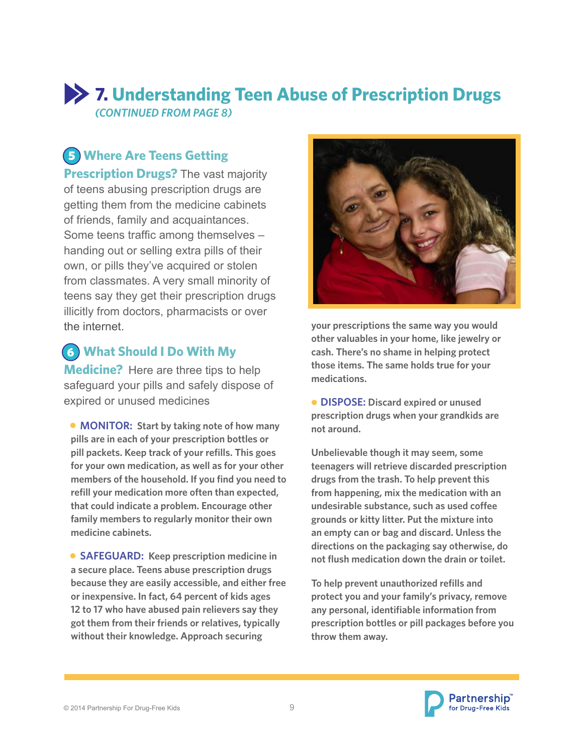## 7. Understanding Teen Abuse of Prescription Drugs

*(CONTINUED FROM PAGE 8)*

**5 Where Are Teens Getting Prescription Drugs?** The vast majority of teens abusing prescription drugs are getting them from the medicine cabinets of friends, family and acquaintances. Some teens traffic among themselves – handing out or selling extra pills of their own, or pills they've acquired or stolen from classmates. A very small minority of teens say they get their prescription drugs illicitly from doctors, pharmacists or over the internet.

**6 What Should I Do With My Medicine?** Here are three tips to help safeguard your pills and safely dispose of expired or unused medicines

- **MONITOR:** Start by taking note of how many pills are in each of your prescription bottles or pill packets. Keep track of your refills. This goes for your own medication, as well as for your other members of the household. If you find you need to refill your medication more often than expected, that could indicate a problem. Encourage other family members to regularly monitor their own medicine cabinets.

- **SAFEGUARD:** Keep prescription medicine in a secure place. Teens abuse prescription drugs because they are easily accessible, and either free or inexpensive. In fact, 64 percent of kids ages 12 to 17 who have abused pain relievers say they got them from their friends or relatives, typically without their knowledge. Approach securing your prescriptions the same way you would other valuables in your home, like jewelry or cash. There's no shame in helping protect those items. The same holds true for your medications.

- **DISPOSE:** Discard expired or unused prescription drugs when your grandkids are not around.

Unbelievable though it may seem, some teenagers will retrieve discarded prescription drugs from the trash. To help prevent this from happening, mix the medication with an undesirable substance, such as used coffee grounds or kitty litter. Put the mixture into an empty can or bag and discard. Unless the directions on the packaging say otherwise, do not flush medication down the drain or toilet.

To help prevent unauthorized refills and protect you and your family's privacy, remove any personal, identifiable information from prescription bottles or pill packages before you throw them away.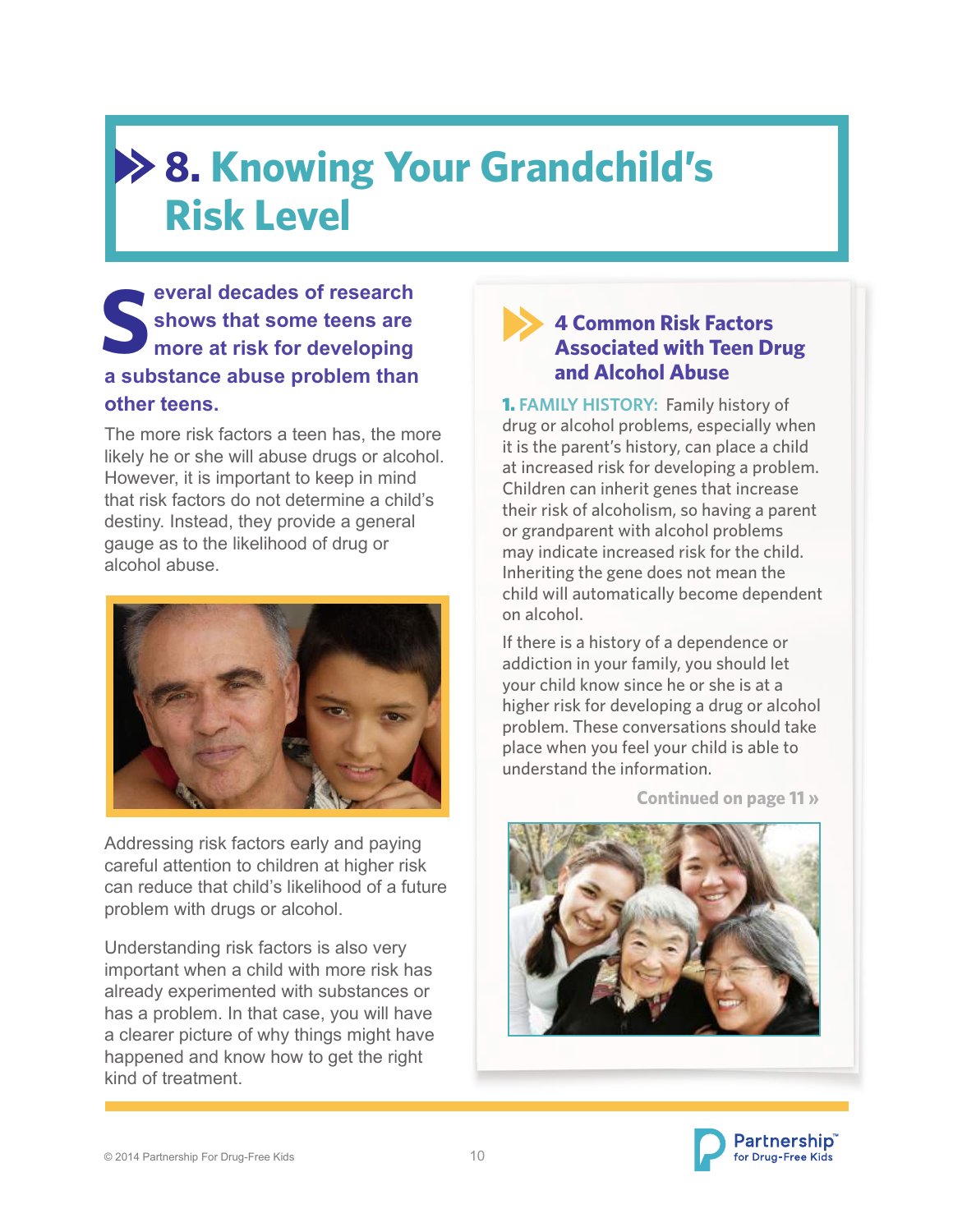# 8. Knowing Your Grandchild's Risk Level

**Several decades of research shows that some teens are more at risk for developing a substance abuse problem than other teens.**

The more risk factors a teen has, the more likely he or she will abuse drugs or alcohol. However, it is important to keep in mind that risk factors do not determine a child's destiny. Instead, they provide a general gauge as to the likelihood of drug or alcohol abuse.

Addressing risk factors early and paying careful attention to children at higher risk can reduce that child's likelihood of a future problem with drugs or alcohol.

Understanding risk factors is also very important when a child with more risk has already experimented with substances or has a problem. In that case, you will have a clearer picture of why things might have happened and know how to get the right kind of treatment.

## 4 Common Risk Factors Associated with Teen Drug and Alcohol Abuse

**1. FAMILY HISTORY:** Family history of drug or alcohol problems, especially when it is the parent's history, can place a child at increased risk for developing a problem. Children can inherit genes that increase their risk of alcoholism, so having a parent or grandparent with alcohol problems may indicate increased risk for the child. Inheriting the gene does not mean the child will automatically become dependent on alcohol.

If there is a history of a dependence or addiction in your family, you should let your child know since he or she is at a higher risk for developing a drug or alcohol problem. These conversations should take place when you feel your child is able to understand the information.

Continued on page 11 »

© 2014 Partnership For Drug-Free Kids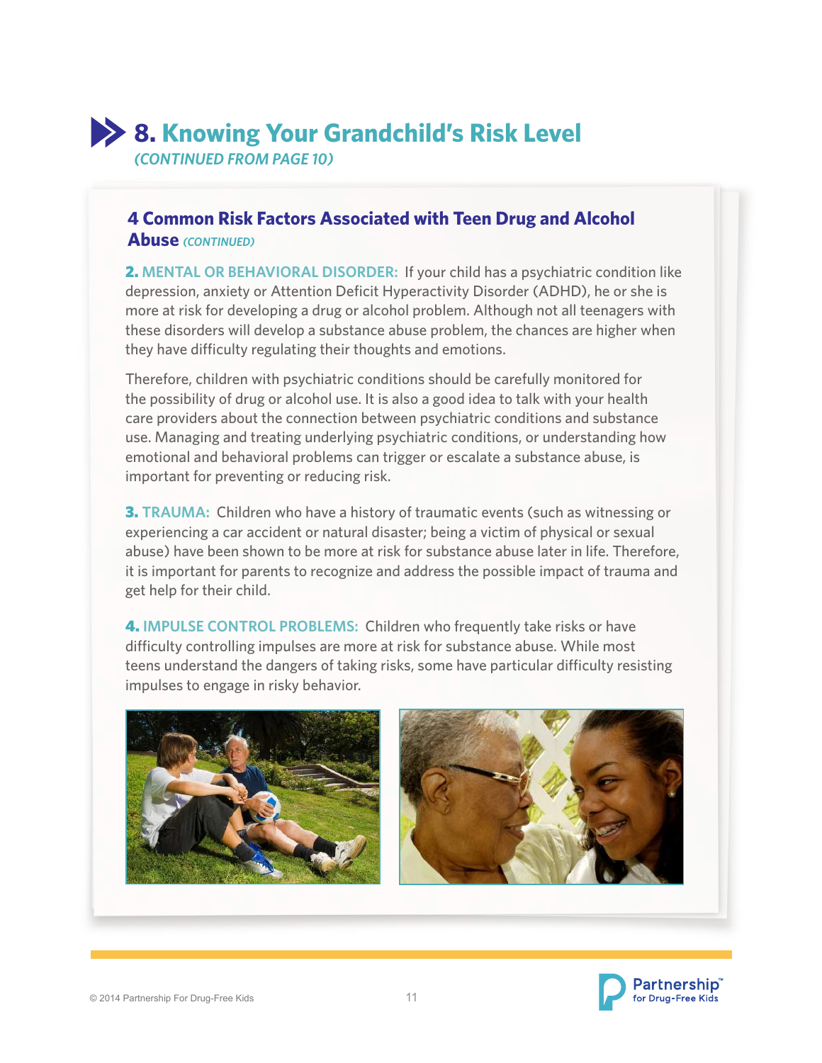# 8. Knowing Your Grandchild's Risk Level

*(CONTINUED FROM PAGE 10)*

## 4 Common Risk Factors Associated with Teen Drug and Alcohol Abuse *(CONTINUED)*

**2. MENTAL OR BEHAVIORAL DISORDER:** If your child has a psychiatric condition like depression, anxiety or Attention Deficit Hyperactivity Disorder (ADHD), he or she is more at risk for developing a drug or alcohol problem. Although not all teenagers with these disorders will develop a substance abuse problem, the chances are higher when they have difficulty regulating their thoughts and emotions.

Therefore, children with psychiatric conditions should be carefully monitored for the possibility of drug or alcohol use. It is also a good idea to talk with your health care providers about the connection between psychiatric conditions and substance use. Managing and treating underlying psychiatric conditions, or understanding how emotional and behavioral problems can trigger or escalate a substance abuse, is important for preventing or reducing risk.

**3. TRAUMA:** Children who have a history of traumatic events (such as witnessing or experiencing a car accident or natural disaster; being a victim of physical or sexual abuse) have been shown to be more at risk for substance abuse later in life. Therefore, it is important for parents to recognize and address the possible impact of trauma and get help for their child.

**4. IMPULSE CONTROL PROBLEMS:** Children who frequently take risks or have difficulty controlling impulses are more at risk for substance abuse. While most teens understand the dangers of taking risks, some have particular difficulty resisting impulses to engage in risky behavior.

© 2014 Partnership For Drug-Free Kids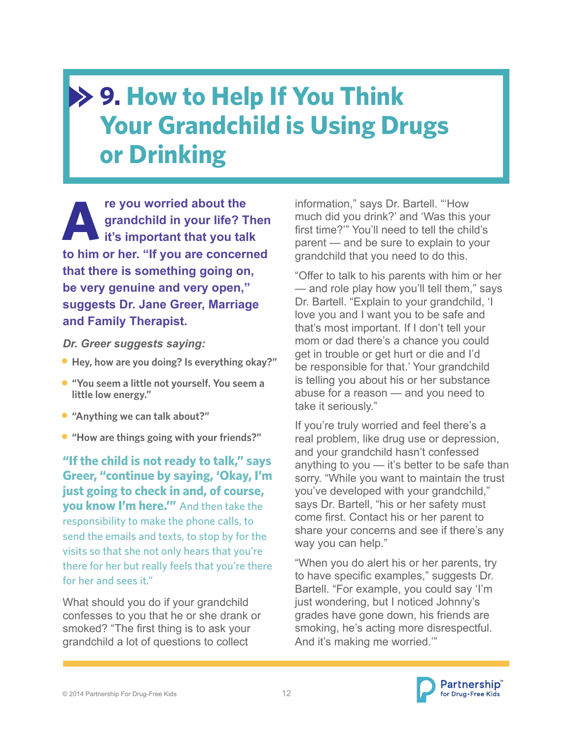# 9. How to Help If You Think Your Grandchild is Using Drugs or Drinking

**Are you worried about the grandchild in your life? Then it's important that you talk to him or her. "If you are concerned that there is something going on, be very genuine and very open," suggests Dr. Jane Greer, Marriage and Family Therapist.**

***Dr. Greer suggests saying:***

- **Hey, how are you doing? Is everything okay?"**
- **"You seem a little not yourself. You seem a little low energy."**
- **"Anything we can talk about?"**
- **"How are things going with your friends?"**

**"If the child is not ready to talk," says Greer, "continue by saying, 'Okay, I'm just going to check in and, of course, you know I'm here.'"** And then take the responsibility to make the phone calls, to send the emails and texts, to stop by for the visits so that she not only hears that you're there for her but really feels that you're there for her and sees it."

What should you do if your grandchild confesses to you that he or she drank or smoked? "The first thing is to ask your grandchild a lot of questions to collect information," says Dr. Bartell. "'How much did you drink?' and 'Was this your first time?'" You'll need to tell the child's parent — and be sure to explain to your grandchild that you need to do this.

"Offer to talk to his parents with him or her — and role play how you'll tell them," says Dr. Bartell. "Explain to your grandchild, 'I love you and I want you to be safe and that's most important. If I don't tell your mom or dad there's a chance you could get in trouble or get hurt or die and I'd be responsible for that.' Your grandchild is telling you about his or her substance abuse for a reason — and you need to take it seriously."

If you're truly worried and feel there's a real problem, like drug use or depression, and your grandchild hasn't confessed anything to you — it's better to be safe than sorry. "While you want to maintain the trust you've developed with your grandchild," says Dr. Bartell, "his or her safety must come first. Contact his or her parent to share your concerns and see if there's any way you can help."

"When you do alert his or her parents, try to have specific examples," suggests Dr. Bartell. "For example, you could say 'I'm just wondering, but I noticed Johnny's grades have gone down, his friends are smoking, he's acting more disrespectful. And it's making me worried.'"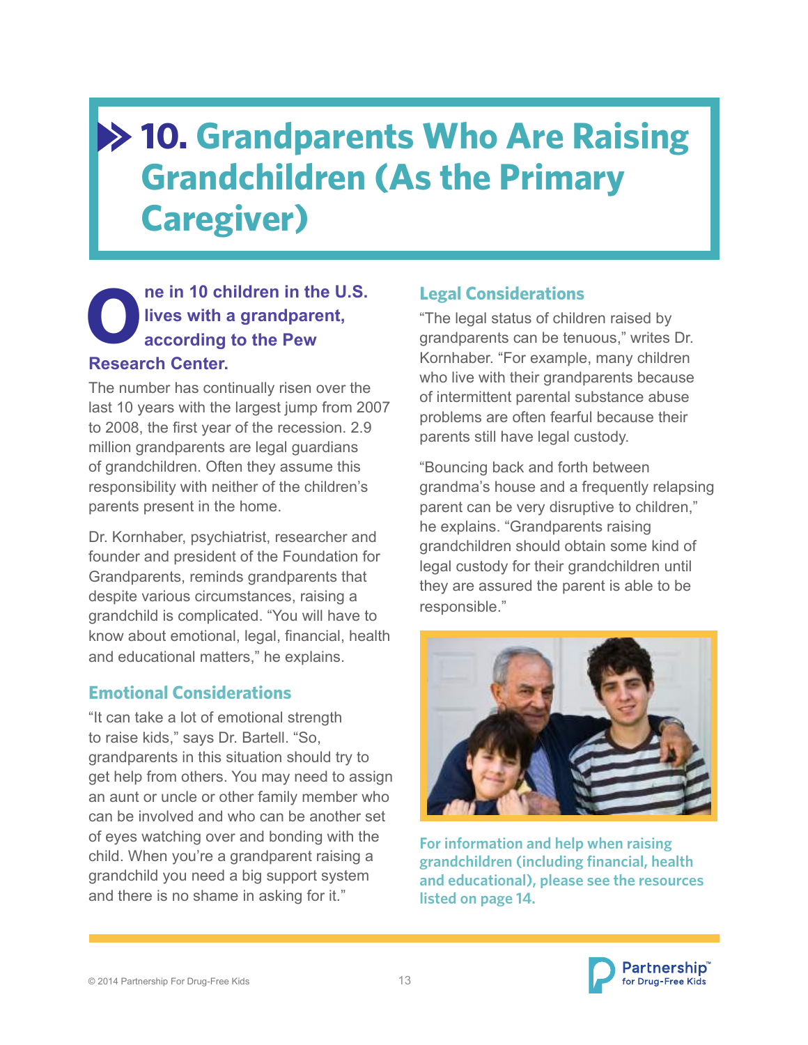# 10. Grandparents Who Are Raising Grandchildren (As the Primary Caregiver)

**One in 10 children in the U.S. lives with a grandparent, according to the Pew Research Center.**

The number has continually risen over the last 10 years with the largest jump from 2007 to 2008, the first year of the recession. 2.9 million grandparents are legal guardians of grandchildren. Often they assume this responsibility with neither of the children's parents present in the home.

Dr. Kornhaber, psychiatrist, researcher and founder and president of the Foundation for Grandparents, reminds grandparents that despite various circumstances, raising a grandchild is complicated. "You will have to know about emotional, legal, financial, health and educational matters," he explains.

## Emotional Considerations

"It can take a lot of emotional strength to raise kids," says Dr. Bartell. "So, grandparents in this situation should try to get help from others. You may need to assign an aunt or uncle or other family member who can be involved and who can be another set of eyes watching over and bonding with the child. When you're a grandparent raising a grandchild you need a big support system and there is no shame in asking for it."

## Legal Considerations

"The legal status of children raised by grandparents can be tenuous," writes Dr. Kornhaber. "For example, many children who live with their grandparents because of intermittent parental substance abuse problems are often fearful because their parents still have legal custody.

"Bouncing back and forth between grandma's house and a frequently relapsing parent can be very disruptive to children," he explains. "Grandparents raising grandchildren should obtain some kind of legal custody for their grandchildren until they are assured the parent is able to be responsible."

**For information and help when raising grandchildren (including financial, health and educational), please see the resources listed on page 14.**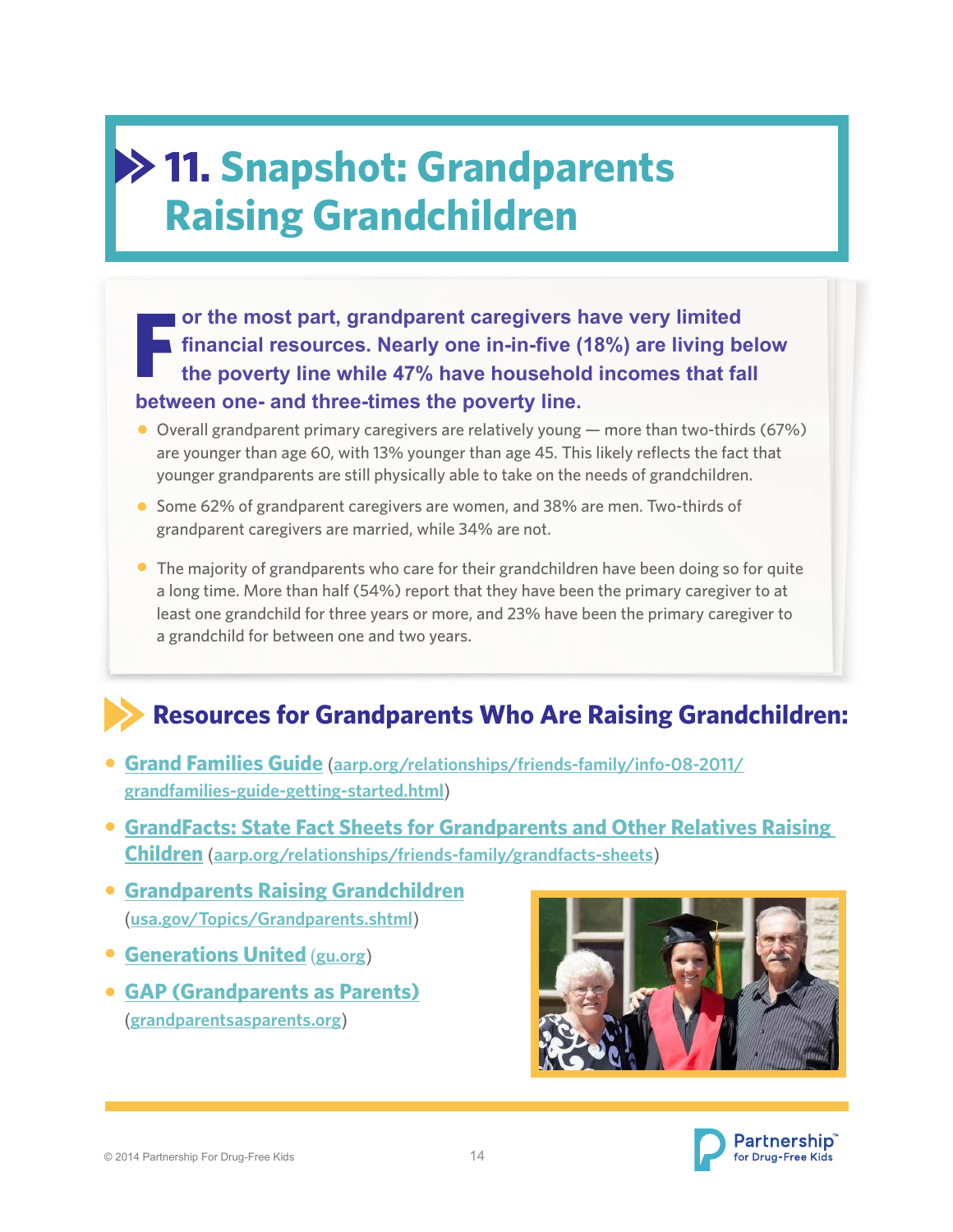# 11. Snapshot: Grandparents Raising Grandchildren

**For the most part, grandparent caregivers have very limited financial resources. Nearly one in-in-five (18%) are living below the poverty line while 47% have household incomes that fall between one- and three-times the poverty line.**

- Overall grandparent primary caregivers are relatively young — more than two-thirds (67%) are younger than age 60, with 13% younger than age 45. This likely reflects the fact that younger grandparents are still physically able to take on the needs of grandchildren.
- Some 62% of grandparent caregivers are women, and 38% are men. Two-thirds of grandparent caregivers are married, while 34% are not.
- The majority of grandparents who care for their grandchildren have been doing so for quite a long time. More than half (54%) report that they have been the primary caregiver to at least one grandchild for three years or more, and 23% have been the primary caregiver to a grandchild for between one and two years.

## Resources for Grandparents Who Are Raising Grandchildren:

- **Grand Families Guide** (aarp.org/relationships/friends-family/info-08-2011/grandfamilies-guide-getting-started.html)
- **GrandFacts: State Fact Sheets for Grandparents and Other Relatives Raising Children** (aarp.org/relationships/friends-family/grandfacts-sheets)
- **Grandparents Raising Grandchildren** (usa.gov/Topics/Grandparents.shtml)
- **Generations United** (gu.org)
- **GAP (Grandparents as Parents)** (grandparentsasparents.org)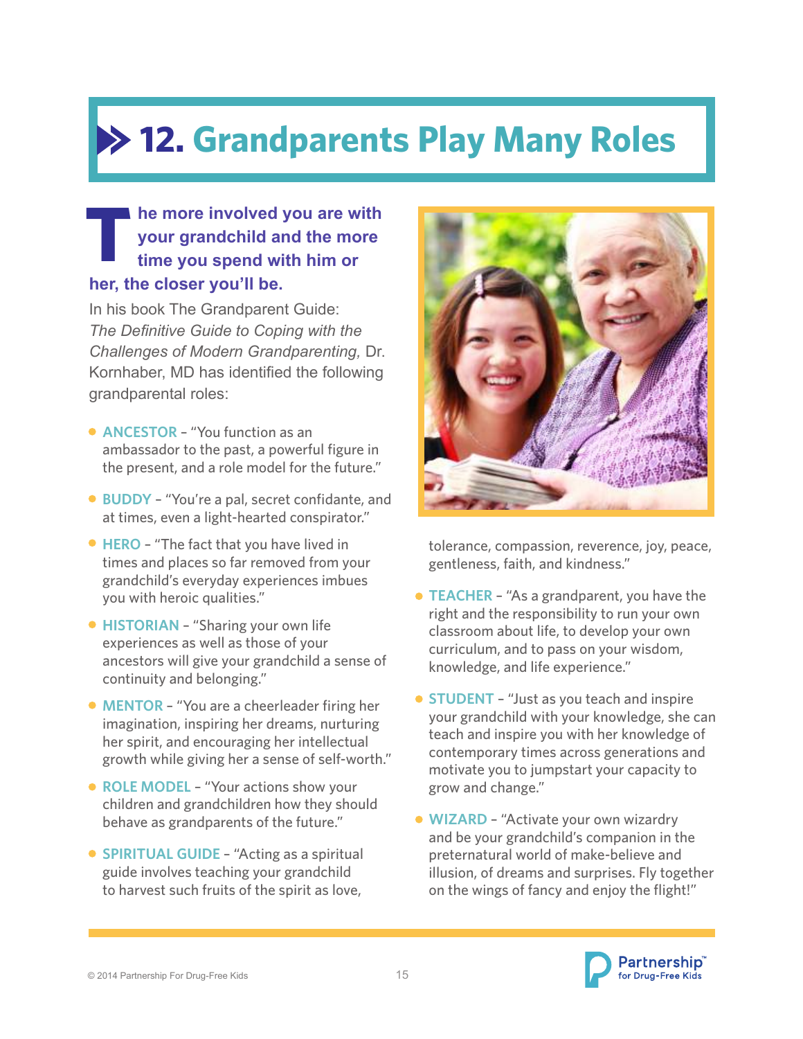# 12. Grandparents Play Many Roles

**The more involved you are with your grandchild and the more time you spend with him or her, the closer you'll be.**

In his book The Grandparent Guide: *The Definitive Guide to Coping with the Challenges of Modern Grandparenting,* Dr. Kornhaber, MD has identified the following grandparental roles:

- **ANCESTOR** – "You function as an ambassador to the past, a powerful figure in the present, and a role model for the future."
- **BUDDY** – "You're a pal, secret confidante, and at times, even a light-hearted conspirator."
- **HERO** – "The fact that you have lived in times and places so far removed from your grandchild's everyday experiences imbues you with heroic qualities."
- **HISTORIAN** – "Sharing your own life experiences as well as those of your ancestors will give your grandchild a sense of continuity and belonging."
- **MENTOR** – "You are a cheerleader firing her imagination, inspiring her dreams, nurturing her spirit, and encouraging her intellectual growth while giving her a sense of self-worth."
- **ROLE MODEL** – "Your actions show your children and grandchildren how they should behave as grandparents of the future."
- **SPIRITUAL GUIDE** – "Acting as a spiritual guide involves teaching your grandchild to harvest such fruits of the spirit as love, tolerance, compassion, reverence, joy, peace, gentleness, faith, and kindness."
- **TEACHER** – "As a grandparent, you have the right and the responsibility to run your own classroom about life, to develop your own curriculum, and to pass on your wisdom, knowledge, and life experience."
- **STUDENT** – "Just as you teach and inspire your grandchild with your knowledge, she can teach and inspire you with her knowledge of contemporary times across generations and motivate you to jumpstart your capacity to grow and change."
- **WIZARD** – "Activate your own wizardry and be your grandchild's companion in the preternatural world of make-believe and illusion, of dreams and surprises. Fly together on the wings of fancy and enjoy the flight!"

© 2014 Partnership For Drug-Free Kids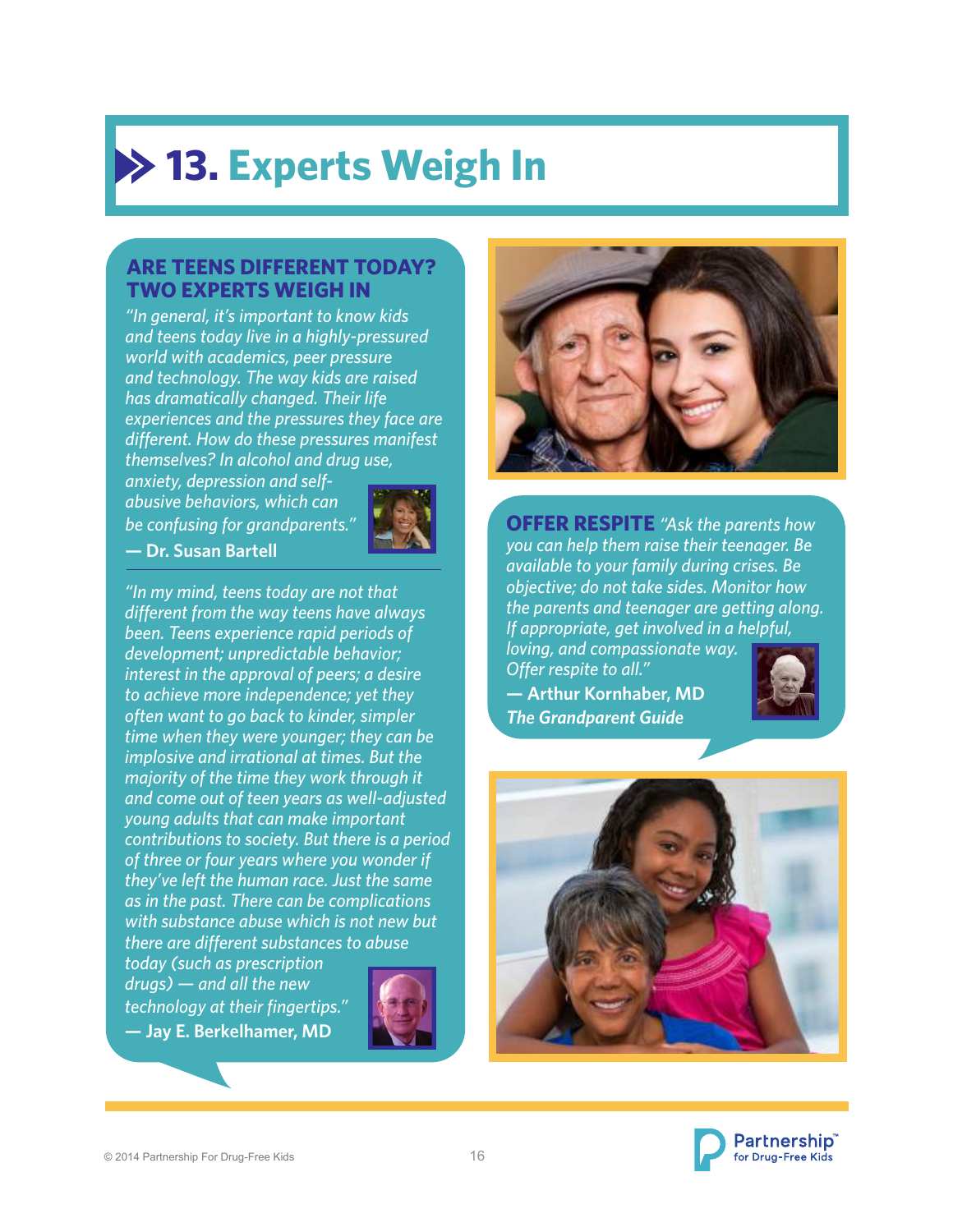# 13. Experts Weigh In

## ARE TEENS DIFFERENT TODAY? TWO EXPERTS WEIGH IN

*"In general, it's important to know kids and teens today live in a highly-pressured world with academics, peer pressure and technology. The way kids are raised has dramatically changed. Their life experiences and the pressures they face are different. How do these pressures manifest themselves? In alcohol and drug use, anxiety, depression and self-abusive behaviors, which can be confusing for grandparents."*

**— Dr. Susan Bartell**

*"In my mind, teens today are not that different from the way teens have always been. Teens experience rapid periods of development; unpredictable behavior; interest in the approval of peers; a desire to achieve more independence; yet they often want to go back to kinder, simpler time when they were younger; they can be implosive and irrational at times. But the majority of the time they work through it and come out of teen years as well-adjusted young adults that can make important contributions to society. But there is a period of three or four years where you wonder if they've left the human race. Just the same as in the past. There can be complications with substance abuse which is not new but there are different substances to abuse today (such as prescription drugs) — and all the new technology at their fingertips."*

**— Jay E. Berkelhamer, MD**

**OFFER RESPITE** *"Ask the parents how you can help them raise their teenager. Be available to your family during crises. Be objective; do not take sides. Monitor how the parents and teenager are getting along. If appropriate, get involved in a helpful, loving, and compassionate way. Offer respite to all."*

**— Arthur Kornhaber, MD**
***The Grandparent Guide***

© 2014 Partnership For Drug-Free Kids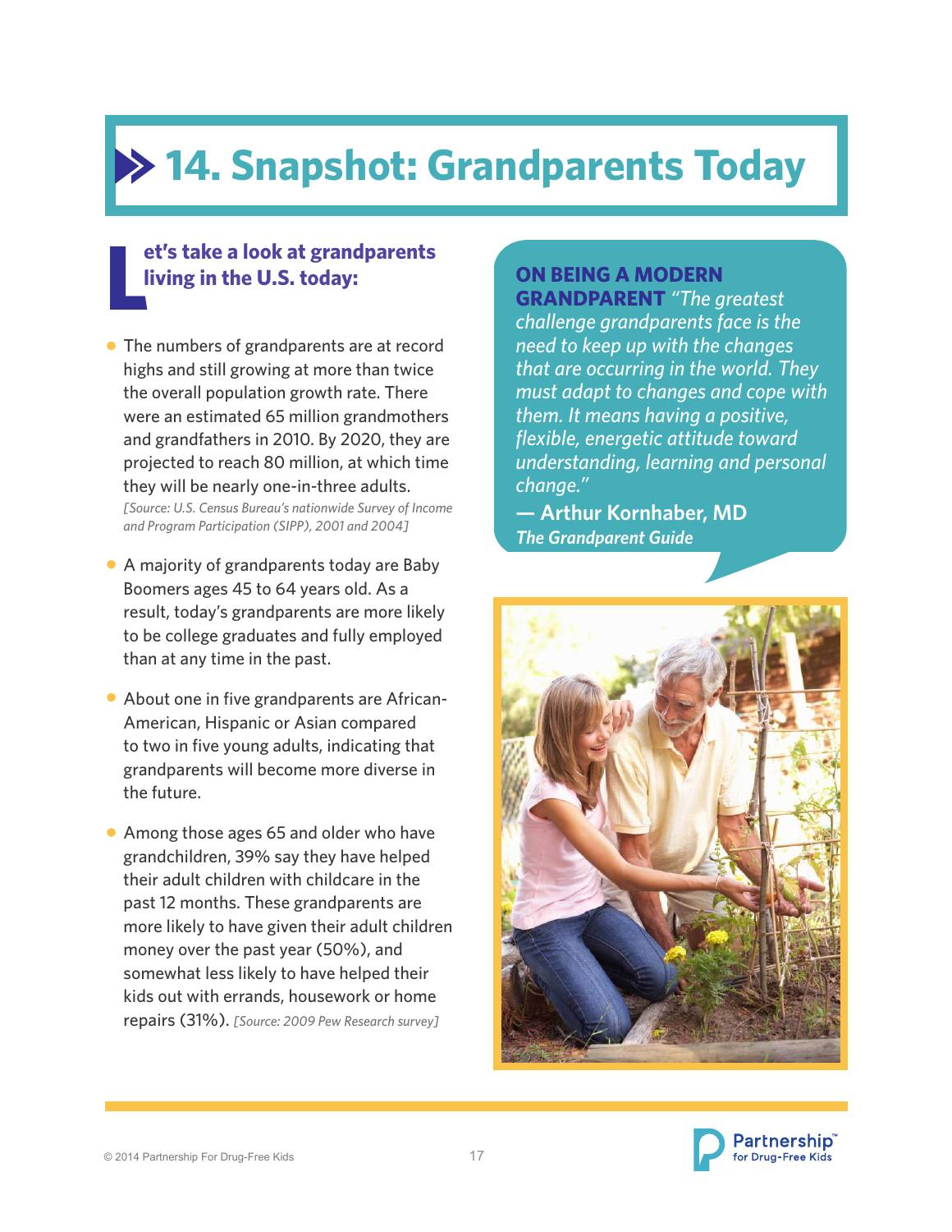# 14. Snapshot: Grandparents Today

**Let's take a look at grandparents living in the U.S. today:**

- The numbers of grandparents are at record highs and still growing at more than twice the overall population growth rate. There were an estimated 65 million grandmothers and grandfathers in 2010. By 2020, they are projected to reach 80 million, at which time they will be nearly one-in-three adults. *[Source: U.S. Census Bureau's nationwide Survey of Income and Program Participation (SIPP), 2001 and 2004]*
- A majority of grandparents today are Baby Boomers ages 45 to 64 years old. As a result, today's grandparents are more likely to be college graduates and fully employed than at any time in the past.
- About one in five grandparents are African-American, Hispanic or Asian compared to two in five young adults, indicating that grandparents will become more diverse in the future.
- Among those ages 65 and older who have grandchildren, 39% say they have helped their adult children with childcare in the past 12 months. These grandparents are more likely to have given their adult children money over the past year (50%), and somewhat less likely to have helped their kids out with errands, housework or home repairs (31%). *[Source: 2009 Pew Research survey]*

**ON BEING A MODERN GRANDPARENT** *"The greatest challenge grandparents face is the need to keep up with the changes that are occurring in the world. They must adapt to changes and cope with them. It means having a positive, flexible, energetic attitude toward understanding, learning and personal change."*

**— Arthur Kornhaber, MD**
***The Grandparent Guide***

© 2014 Partnership For Drug-Free Kids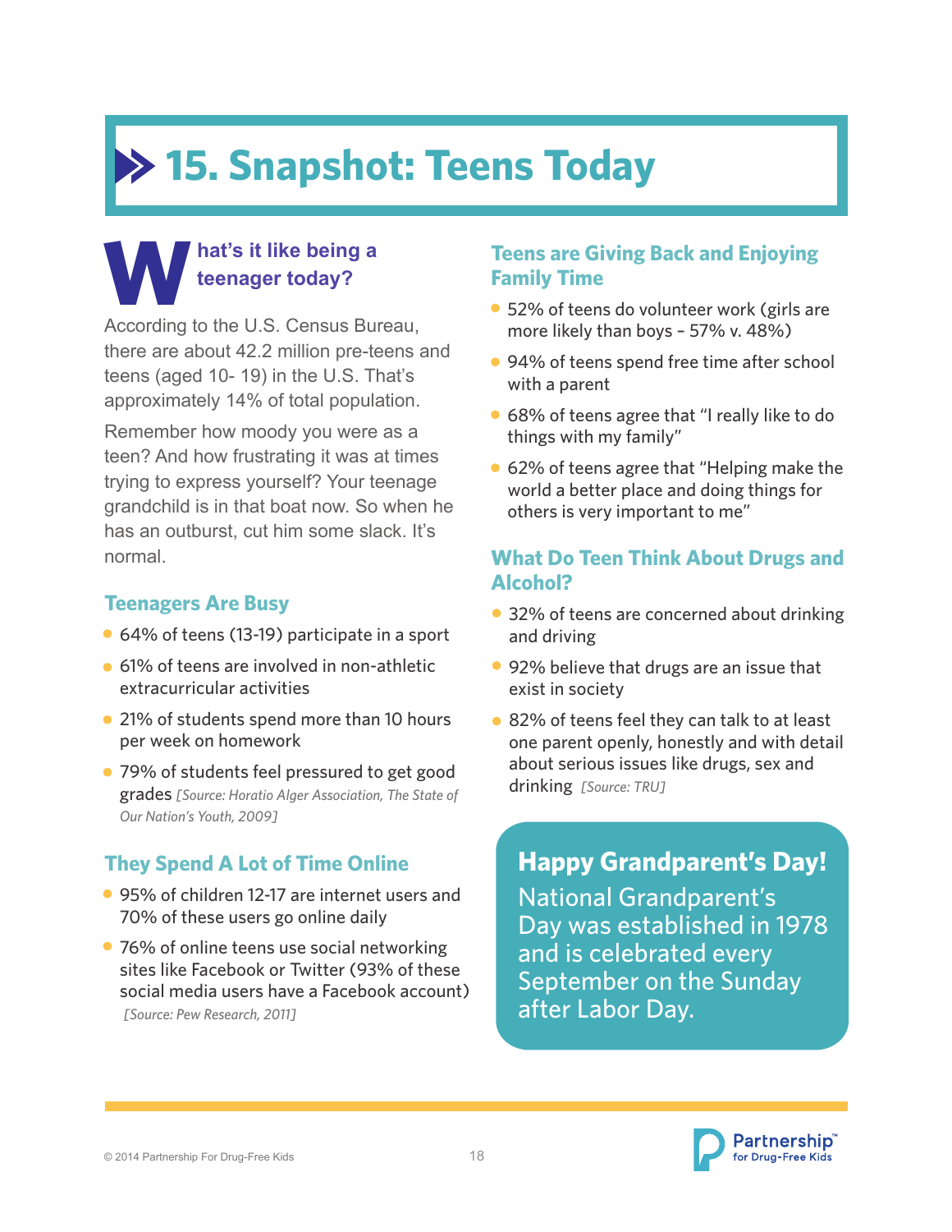# 15. Snapshot: Teens Today

## What's it like being a teenager today?

According to the U.S. Census Bureau, there are about 42.2 million pre-teens and teens (aged 10- 19) in the U.S. That's approximately 14% of total population.

Remember how moody you were as a teen? And how frustrating it was at times trying to express yourself? Your teenage grandchild is in that boat now. So when he has an outburst, cut him some slack. It's normal.

### Teenagers Are Busy

- 64% of teens (13-19) participate in a sport
- 61% of teens are involved in non-athletic extracurricular activities
- 21% of students spend more than 10 hours per week on homework
- 79% of students feel pressured to get good grades *[Source: Horatio Alger Association, The State of Our Nation's Youth, 2009]*

### They Spend A Lot of Time Online

- 95% of children 12-17 are internet users and 70% of these users go online daily
- 76% of online teens use social networking sites like Facebook or Twitter (93% of these social media users have a Facebook account) *[Source: Pew Research, 2011]*

### Teens are Giving Back and Enjoying Family Time

- 52% of teens do volunteer work (girls are more likely than boys – 57% v. 48%)
- 94% of teens spend free time after school with a parent
- 68% of teens agree that "I really like to do things with my family"
- 62% of teens agree that "Helping make the world a better place and doing things for others is very important to me"

### What Do Teen Think About Drugs and Alcohol?

- 32% of teens are concerned about drinking and driving
- 92% believe that drugs are an issue that exist in society
- 82% of teens feel they can talk to at least one parent openly, honestly and with detail about serious issues like drugs, sex and drinking *[Source: TRU]*

**Happy Grandparent's Day!**

National Grandparent's Day was established in 1978 and is celebrated every September on the Sunday after Labor Day.

© 2014 Partnership For Drug-Free Kids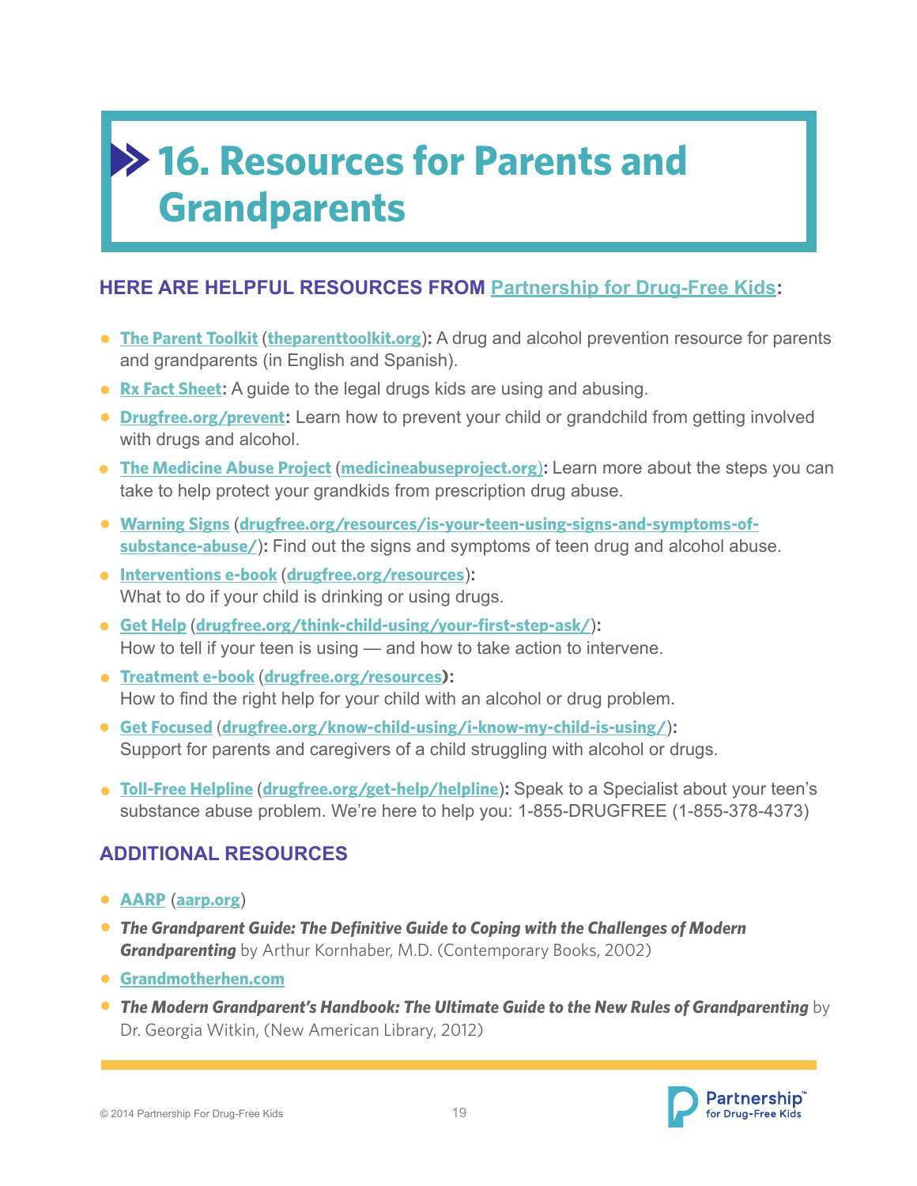# 16. Resources for Parents and Grandparents

## HERE ARE HELPFUL RESOURCES FROM Partnership for Drug-Free Kids:

- **The Parent Toolkit** (**theparenttoolkit.org**)**:** A drug and alcohol prevention resource for parents and grandparents (in English and Spanish).
- **Rx Fact Sheet:** A guide to the legal drugs kids are using and abusing.
- **Drugfree.org/prevent:** Learn how to prevent your child or grandchild from getting involved with drugs and alcohol.
- **The Medicine Abuse Project** (**medicineabuseproject.org**)**:** Learn more about the steps you can take to help protect your grandkids from prescription drug abuse.
- **Warning Signs** (**drugfree.org/resources/is-your-teen-using-signs-and-symptoms-of-substance-abuse/**)**:** Find out the signs and symptoms of teen drug and alcohol abuse.
- **Interventions e-book** (**drugfree.org/resources**)**:** What to do if your child is drinking or using drugs.
- **Get Help** (**drugfree.org/think-child-using/your-first-step-ask/**)**:** How to tell if your teen is using — and how to take action to intervene.
- **Treatment e-book** (**drugfree.org/resources**)**:** How to find the right help for your child with an alcohol or drug problem.
- **Get Focused** (**drugfree.org/know-child-using/i-know-my-child-is-using/**)**:** Support for parents and caregivers of a child struggling with alcohol or drugs.
- **Toll-Free Helpline** (**drugfree.org/get-help/helpline**)**:** Speak to a Specialist about your teen's substance abuse problem. We're here to help you: 1-855-DRUGFREE (1-855-378-4373)

## ADDITIONAL RESOURCES

- **AARP** (**aarp.org**)
- ***The Grandparent Guide: The Definitive Guide to Coping with the Challenges of Modern Grandparenting*** by Arthur Kornhaber, M.D. (Contemporary Books, 2002)
- **Grandmotherhen.com**
- ***The Modern Grandparent's Handbook: The Ultimate Guide to the New Rules of Grandparenting*** by Dr. Georgia Witkin, (New American Library, 2012)

© 2014 Partnership For Drug-Free Kids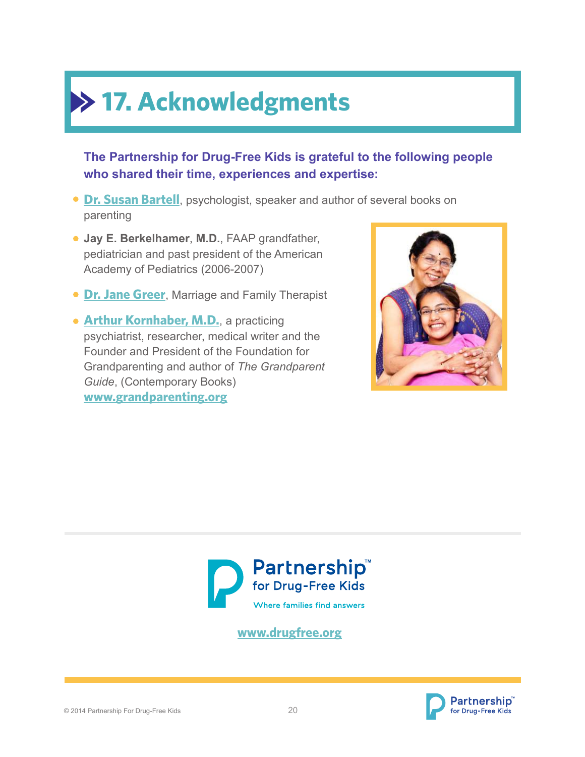# 17. Acknowledgments

**The Partnership for Drug-Free Kids is grateful to the following people who shared their time, experiences and expertise:**

- **Dr. Susan Bartell**, psychologist, speaker and author of several books on parenting
- **Jay E. Berkelhamer**, **M.D.**, FAAP grandfather, pediatrician and past president of the American Academy of Pediatrics (2006-2007)
- **Dr. Jane Greer**, Marriage and Family Therapist
- **Arthur Kornhaber, M.D.**, a practicing psychiatrist, researcher, medical writer and the Founder and President of the Foundation for Grandparenting and author of *The Grandparent Guide*, (Contemporary Books) **www.grandparenting.org**

Partnership™ for Drug-Free Kids

Where families find answers

**www.drugfree.org**

© 2014 Partnership For Drug-Free Kids